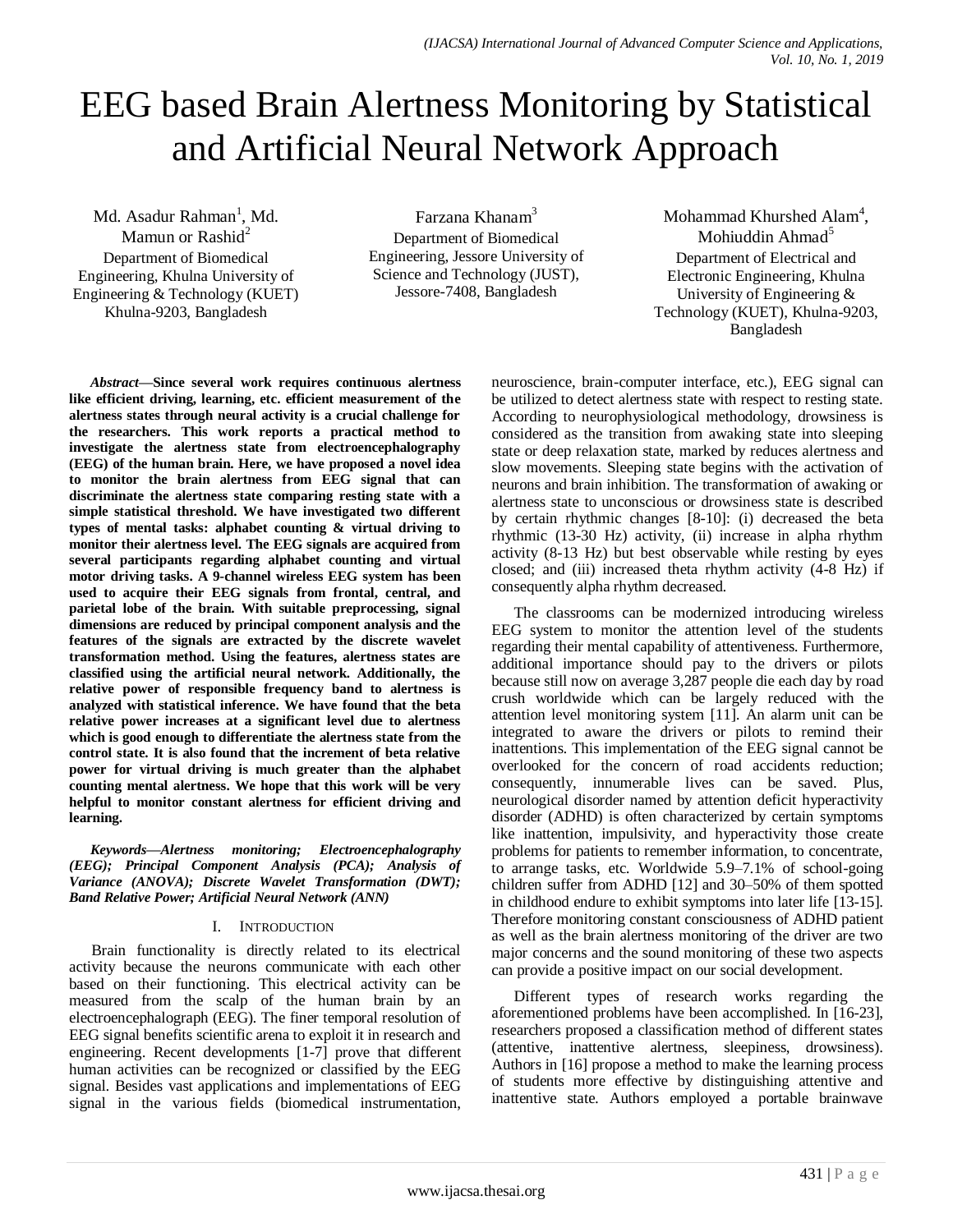# EEG based Brain Alertness Monitoring by Statistical and Artificial Neural Network Approach

Md. Asadur Rahman[1], Md. Mamun or Rashid[2]
Department of Biomedical Engineering, Khulna University of Engineering & Technology (KUET)
Khulna-9203, Bangladesh

Farzana Khanam[3]
Department of Biomedical Engineering, Jessore University of Science and Technology (JUST), Jessore-7408, Bangladesh

Mohammad Khurshed Alam[4], Mohiuddin Ahmad[5]
Department of Electrical and Electronic Engineering, Khulna University of Engineering & Technology (KUET), Khulna-9203, Bangladesh

***Abstract*—Since several work requires continuous alertness like efficient driving, learning, etc. efficient measurement of the alertness states through neural activity is a crucial challenge for the researchers. This work reports a practical method to investigate the alertness state from electroencephalography (EEG) of the human brain. Here, we have proposed a novel idea to monitor the brain alertness from EEG signal that can discriminate the alertness state comparing resting state with a simple statistical threshold. We have investigated two different types of mental tasks: alphabet counting & virtual driving to monitor their alertness level. The EEG signals are acquired from several participants regarding alphabet counting and virtual motor driving tasks. A 9-channel wireless EEG system has been used to acquire their EEG signals from frontal, central, and parietal lobe of the brain. With suitable preprocessing, signal dimensions are reduced by principal component analysis and the features of the signals are extracted by the discrete wavelet transformation method. Using the features, alertness states are classified using the artificial neural network. Additionally, the relative power of responsible frequency band to alertness is analyzed with statistical inference. We have found that the beta relative power increases at a significant level due to alertness which is good enough to differentiate the alertness state from the control state. It is also found that the increment of beta relative power for virtual driving is much greater than the alphabet counting mental alertness. We hope that this work will be very helpful to monitor constant alertness for efficient driving and learning.**

***Keywords*—*Alertness monitoring; Electroencephalography (EEG); Principal Component Analysis (PCA); Analysis of Variance (ANOVA); Discrete Wavelet Transformation (DWT); Band Relative Power; Artificial Neural Network (ANN)***

## I. Introduction

Brain functionality is directly related to its electrical activity because the neurons communicate with each other based on their functioning. This electrical activity can be measured from the scalp of the human brain by an electroencephalograph (EEG). The finer temporal resolution of EEG signal benefits scientific arena to exploit it in research and engineering. Recent developments [1-7] prove that different human activities can be recognized or classified by the EEG signal. Besides vast applications and implementations of EEG signal in the various fields (biomedical instrumentation, neuroscience, brain-computer interface, etc.), EEG signal can be utilized to detect alertness state with respect to resting state. According to neurophysiological methodology, drowsiness is considered as the transition from awaking state into sleeping state or deep relaxation state, marked by reduces alertness and slow movements. Sleeping state begins with the activation of neurons and brain inhibition. The transformation of awaking or alertness state to unconscious or drowsiness state is described by certain rhythmic changes [8-10]: (i) decreased the beta rhythmic (13-30 Hz) activity, (ii) increase in alpha rhythm activity (8-13 Hz) but best observable while resting by eyes closed; and (iii) increased theta rhythm activity (4-8 Hz) if consequently alpha rhythm decreased.

The classrooms can be modernized introducing wireless EEG system to monitor the attention level of the students regarding their mental capability of attentiveness. Furthermore, additional importance should pay to the drivers or pilots because still now on average 3,287 people die each day by road crush worldwide which can be largely reduced with the attention level monitoring system [11]. An alarm unit can be integrated to aware the drivers or pilots to remind their inattentions. This implementation of the EEG signal cannot be overlooked for the concern of road accidents reduction; consequently, innumerable lives can be saved. Plus, neurological disorder named by attention deficit hyperactivity disorder (ADHD) is often characterized by certain symptoms like inattention, impulsivity, and hyperactivity those create problems for patients to remember information, to concentrate, to arrange tasks, etc. Worldwide 5.9–7.1% of school-going children suffer from ADHD [12] and 30–50% of them spotted in childhood endure to exhibit symptoms into later life [13-15]. Therefore monitoring constant consciousness of ADHD patient as well as the brain alertness monitoring of the driver are two major concerns and the sound monitoring of these two aspects can provide a positive impact on our social development.

Different types of research works regarding the aforementioned problems have been accomplished. In [16-23], researchers proposed a classification method of different states (attentive, inattentive alertness, sleepiness, drowsiness). Authors in [16] propose a method to make the learning process of students more effective by distinguishing attentive and inattentive state. Authors employed a portable brainwave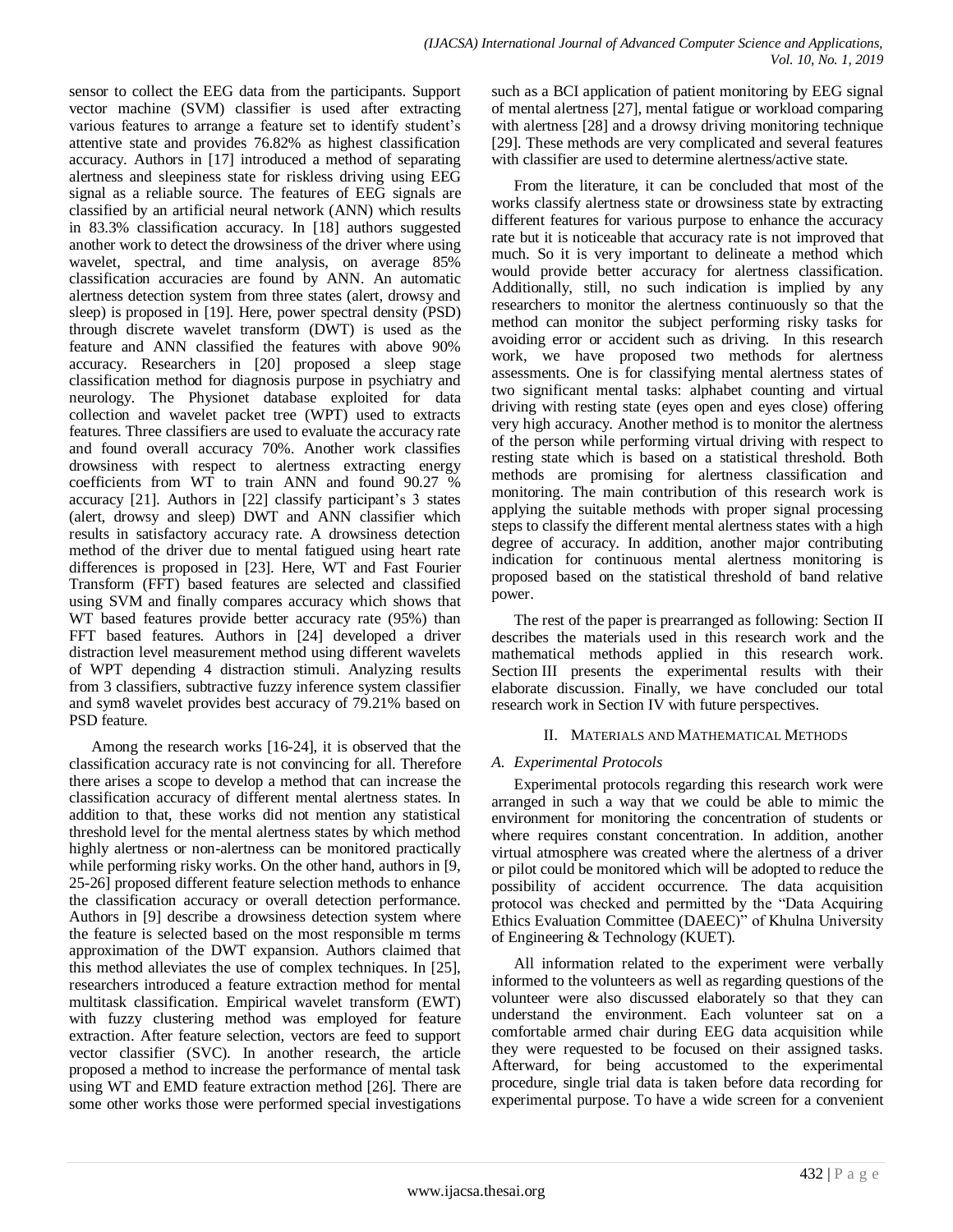sensor to collect the EEG data from the participants. Support vector machine (SVM) classifier is used after extracting various features to arrange a feature set to identify student's attentive state and provides 76.82% as highest classification accuracy. Authors in [17] introduced a method of separating alertness and sleepiness state for riskless driving using EEG signal as a reliable source. The features of EEG signals are classified by an artificial neural network (ANN) which results in 83.3% classification accuracy. In [18] authors suggested another work to detect the drowsiness of the driver where using wavelet, spectral, and time analysis, on average 85% classification accuracies are found by ANN. An automatic alertness detection system from three states (alert, drowsy and sleep) is proposed in [19]. Here, power spectral density (PSD) through discrete wavelet transform (DWT) is used as the feature and ANN classified the features with above 90% accuracy. Researchers in [20] proposed a sleep stage classification method for diagnosis purpose in psychiatry and neurology. The Physionet database exploited for data collection and wavelet packet tree (WPT) used to extracts features. Three classifiers are used to evaluate the accuracy rate and found overall accuracy 70%. Another work classifies drowsiness with respect to alertness extracting energy coefficients from WT to train ANN and found 90.27 % accuracy [21]. Authors in [22] classify participant's 3 states (alert, drowsy and sleep) DWT and ANN classifier which results in satisfactory accuracy rate. A drowsiness detection method of the driver due to mental fatigued using heart rate differences is proposed in [23]. Here, WT and Fast Fourier Transform (FFT) based features are selected and classified using SVM and finally compares accuracy which shows that WT based features provide better accuracy rate (95%) than FFT based features. Authors in [24] developed a driver distraction level measurement method using different wavelets of WPT depending 4 distraction stimuli. Analyzing results from 3 classifiers, subtractive fuzzy inference system classifier and sym8 wavelet provides best accuracy of 79.21% based on PSD feature.

Among the research works [16-24], it is observed that the classification accuracy rate is not convincing for all. Therefore there arises a scope to develop a method that can increase the classification accuracy of different mental alertness states. In addition to that, these works did not mention any statistical threshold level for the mental alertness states by which method highly alertness or non-alertness can be monitored practically while performing risky works. On the other hand, authors in [9, 25-26] proposed different feature selection methods to enhance the classification accuracy or overall detection performance. Authors in [9] describe a drowsiness detection system where the feature is selected based on the most responsible m terms approximation of the DWT expansion. Authors claimed that this method alleviates the use of complex techniques. In [25], researchers introduced a feature extraction method for mental multitask classification. Empirical wavelet transform (EWT) with fuzzy clustering method was employed for feature extraction. After feature selection, vectors are feed to support vector classifier (SVC). In another research, the article proposed a method to increase the performance of mental task using WT and EMD feature extraction method [26]. There are some other works those were performed special investigations such as a BCI application of patient monitoring by EEG signal of mental alertness [27], mental fatigue or workload comparing with alertness [28] and a drowsy driving monitoring technique [29]. These methods are very complicated and several features with classifier are used to determine alertness/active state.

From the literature, it can be concluded that most of the works classify alertness state or drowsiness state by extracting different features for various purpose to enhance the accuracy rate but it is noticeable that accuracy rate is not improved that much. So it is very important to delineate a method which would provide better accuracy for alertness classification. Additionally, still, no such indication is implied by any researchers to monitor the alertness continuously so that the method can monitor the subject performing risky tasks for avoiding error or accident such as driving. In this research work, we have proposed two methods for alertness assessments. One is for classifying mental alertness states of two significant mental tasks: alphabet counting and virtual driving with resting state (eyes open and eyes close) offering very high accuracy. Another method is to monitor the alertness of the person while performing virtual driving with respect to resting state which is based on a statistical threshold. Both methods are promising for alertness classification and monitoring. The main contribution of this research work is applying the suitable methods with proper signal processing steps to classify the different mental alertness states with a high degree of accuracy. In addition, another major contributing indication for continuous mental alertness monitoring is proposed based on the statistical threshold of band relative power.

The rest of the paper is prearranged as following: Section II describes the materials used in this research work and the mathematical methods applied in this research work. Section III presents the experimental results with their elaborate discussion. Finally, we have concluded our total research work in Section IV with future perspectives.

## II. Materials and Mathematical Methods

### A. Experimental Protocols

Experimental protocols regarding this research work were arranged in such a way that we could be able to mimic the environment for monitoring the concentration of students or where requires constant concentration. In addition, another virtual atmosphere was created where the alertness of a driver or pilot could be monitored which will be adopted to reduce the possibility of accident occurrence. The data acquisition protocol was checked and permitted by the "Data Acquiring Ethics Evaluation Committee (DAEEC)" of Khulna University of Engineering & Technology (KUET).

All information related to the experiment were verbally informed to the volunteers as well as regarding questions of the volunteer were also discussed elaborately so that they can understand the environment. Each volunteer sat on a comfortable armed chair during EEG data acquisition while they were requested to be focused on their assigned tasks. Afterward, for being accustomed to the experimental procedure, single trial data is taken before data recording for experimental purpose. To have a wide screen for a convenient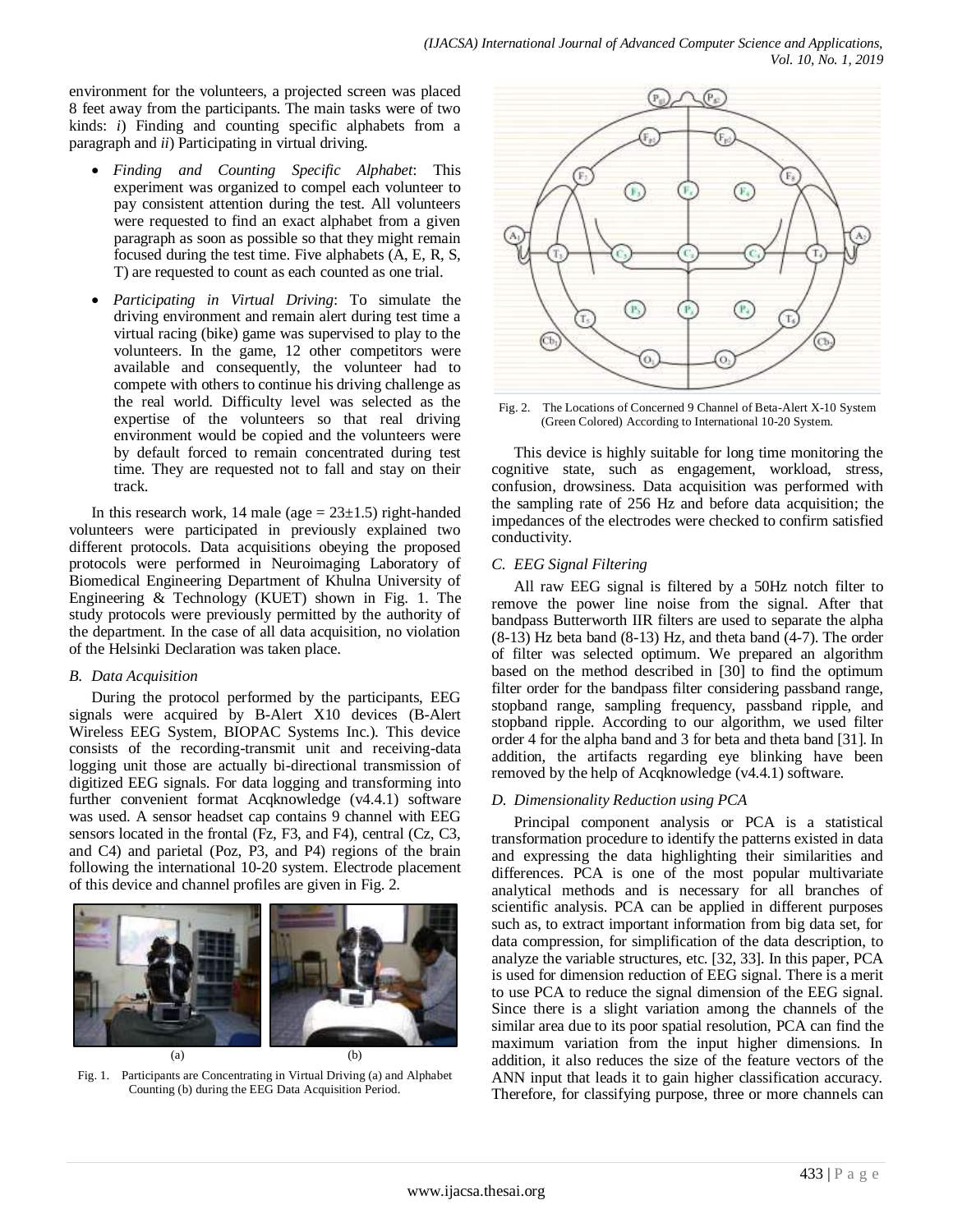environment for the volunteers, a projected screen was placed 8 feet away from the participants. The main tasks were of two kinds: *i*) Finding and counting specific alphabets from a paragraph and *ii*) Participating in virtual driving.

- *Finding and Counting Specific Alphabet*: This experiment was organized to compel each volunteer to pay consistent attention during the test. All volunteers were requested to find an exact alphabet from a given paragraph as soon as possible so that they might remain focused during the test time. Five alphabets (A, E, R, S, T) are requested to count as each counted as one trial.
- *Participating in Virtual Driving*: To simulate the driving environment and remain alert during test time a virtual racing (bike) game was supervised to play to the volunteers. In the game, 12 other competitors were available and consequently, the volunteer had to compete with others to continue his driving challenge as the real world. Difficulty level was selected as the expertise of the volunteers so that real driving environment would be copied and the volunteers were by default forced to remain concentrated during test time. They are requested not to fall and stay on their track.

In this research work, 14 male (age = 23±1.5) right-handed volunteers were participated in previously explained two different protocols. Data acquisitions obeying the proposed protocols were performed in Neuroimaging Laboratory of Biomedical Engineering Department of Khulna University of Engineering & Technology (KUET) shown in Fig. 1. The study protocols were previously permitted by the authority of the department. In the case of all data acquisition, no violation of the Helsinki Declaration was taken place.

### B. Data Acquisition

During the protocol performed by the participants, EEG signals were acquired by B-Alert X10 devices (B-Alert Wireless EEG System, BIOPAC Systems Inc.). This device consists of the recording-transmit unit and receiving-data logging unit those are actually bi-directional transmission of digitized EEG signals. For data logging and transforming into further convenient format Acqknowledge (v4.4.1) software was used. A sensor headset cap contains 9 channel with EEG sensors located in the frontal (Fz, F3, and F4), central (Cz, C3, and C4) and parietal (Poz, P3, and P4) regions of the brain following the international 10-20 system. Electrode placement of this device and channel profiles are given in Fig. 2.

(a) (b)

Fig. 1. Participants are Concentrating in Virtual Driving (a) and Alphabet Counting (b) during the EEG Data Acquisition Period.

Fig. 2. The Locations of Concerned 9 Channel of Beta-Alert X-10 System (Green Colored) According to International 10-20 System.

This device is highly suitable for long time monitoring the cognitive state, such as engagement, workload, stress, confusion, drowsiness. Data acquisition was performed with the sampling rate of 256 Hz and before data acquisition; the impedances of the electrodes were checked to confirm satisfied conductivity.

### C. EEG Signal Filtering

All raw EEG signal is filtered by a 50Hz notch filter to remove the power line noise from the signal. After that bandpass Butterworth IIR filters are used to separate the alpha (8-13) Hz beta band (8-13) Hz, and theta band (4-7). The order of filter was selected optimum. We prepared an algorithm based on the method described in [30] to find the optimum filter order for the bandpass filter considering passband range, stopband range, sampling frequency, passband ripple, and stopband ripple. According to our algorithm, we used filter order 4 for the alpha band and 3 for beta and theta band [31]. In addition, the artifacts regarding eye blinking have been removed by the help of Acqknowledge (v4.4.1) software.

### D. Dimensionality Reduction using PCA

Principal component analysis or PCA is a statistical transformation procedure to identify the patterns existed in data and expressing the data highlighting their similarities and differences. PCA is one of the most popular multivariate analytical methods and is necessary for all branches of scientific analysis. PCA can be applied in different purposes such as, to extract important information from big data set, for data compression, for simplification of the data description, to analyze the variable structures, etc. [32, 33]. In this paper, PCA is used for dimension reduction of EEG signal. There is a merit to use PCA to reduce the signal dimension of the EEG signal. Since there is a slight variation among the channels of the similar area due to its poor spatial resolution, PCA can find the maximum variation from the input higher dimensions. In addition, it also reduces the size of the feature vectors of the ANN input that leads it to gain higher classification accuracy. Therefore, for classifying purpose, three or more channels can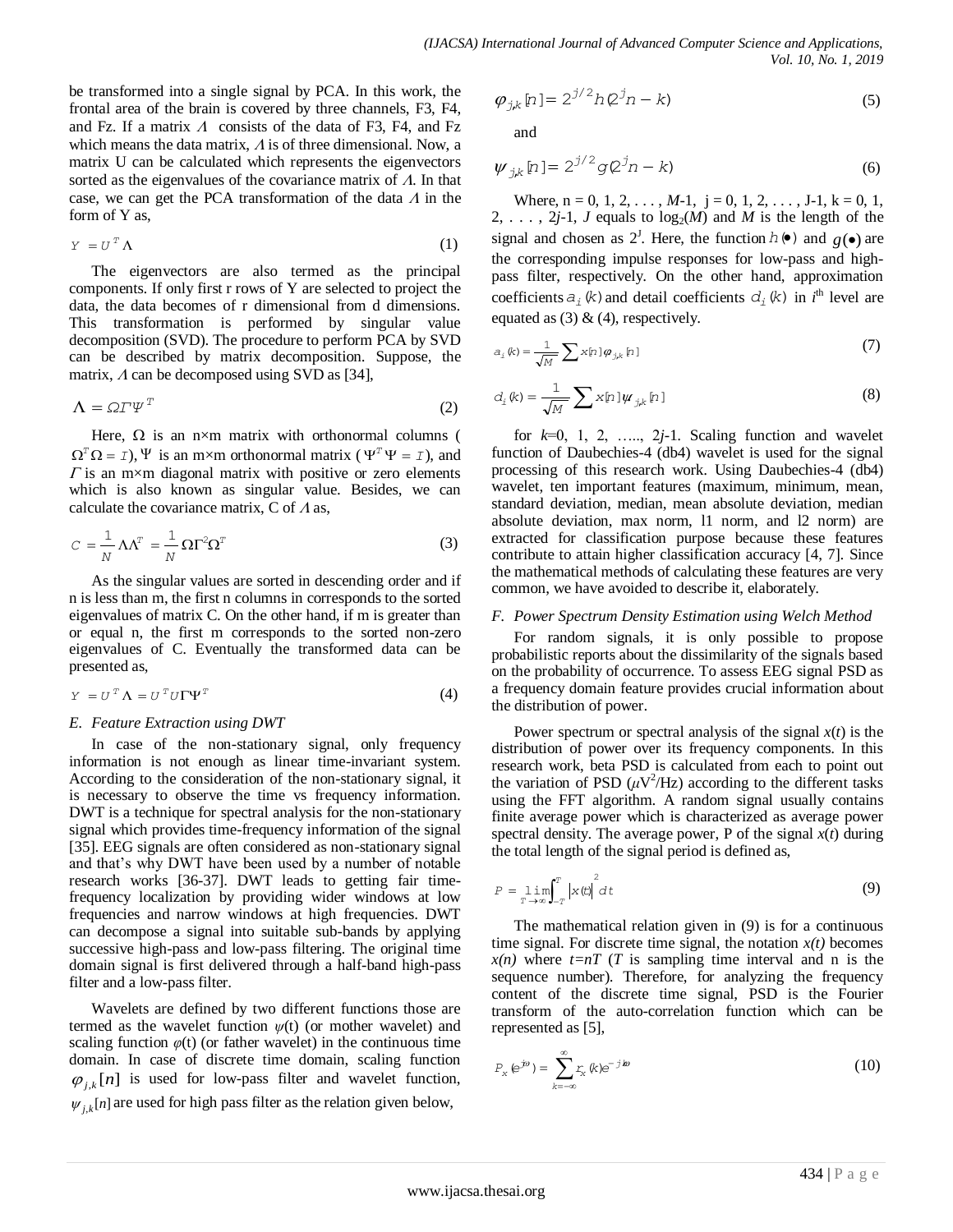be transformed into a single signal by PCA. In this work, the frontal area of the brain is covered by three channels, F3, F4, and Fz. If a matrix $\Lambda$ consists of the data of F3, F4, and Fz which means the data matrix, $\Lambda$ is of three dimensional. Now, a matrix U can be calculated which represents the eigenvectors sorted as the eigenvalues of the covariance matrix of $\Lambda$. In that case, we can get the PCA transformation of the data $\Lambda$ in the form of Y as,

$$Y = U^T \Lambda \tag{1}$$

The eigenvectors are also termed as the principal components. If only first r rows of Y are selected to project the data, the data becomes of r dimensional from d dimensions. This transformation is performed by singular value decomposition (SVD). The procedure to perform PCA by SVD can be described by matrix decomposition. Suppose, the matrix, $\Lambda$ can be decomposed using SVD as [34],

$$\Lambda = \Omega \Gamma \Psi^T \tag{2}$$

Here, $\Omega$ is an n×m matrix with orthonormal columns ( $\Omega^T \Omega = I$), $\Psi$ is an m×m orthonormal matrix ( $\Psi^T \Psi = I$), and $\Gamma$ is an m×m diagonal matrix with positive or zero elements which is also known as singular value. Besides, we can calculate the covariance matrix, C of $\Lambda$ as,

$$C = \frac{1}{N} \Lambda \Lambda^T = \frac{1}{N} \Omega \Gamma^2 \Omega^T \tag{3}$$

As the singular values are sorted in descending order and if n is less than m, the first n columns in corresponds to the sorted eigenvalues of matrix C. On the other hand, if m is greater than or equal n, the first m corresponds to the sorted non-zero eigenvalues of C. Eventually the transformed data can be presented as,

$$Y = U^T \Lambda = U^T U \Gamma \Psi^T \tag{4}$$

### *E. Feature Extraction using DWT*

In case of the non-stationary signal, only frequency information is not enough as linear time-invariant system. According to the consideration of the non-stationary signal, it is necessary to observe the time vs frequency information. DWT is a technique for spectral analysis for the non-stationary signal which provides time-frequency information of the signal [35]. EEG signals are often considered as non-stationary signal and that's why DWT have been used by a number of notable research works [36-37]. DWT leads to getting fair time-frequency localization by providing wider windows at low frequencies and narrow windows at high frequencies. DWT can decompose a signal into suitable sub-bands by applying successive high-pass and low-pass filtering. The original time domain signal is first delivered through a half-band high-pass filter and a low-pass filter.

Wavelets are defined by two different functions those are termed as the wavelet function $\psi$(t) (or mother wavelet) and scaling function $\varphi$(t) (or father wavelet) in the continuous time domain. In case of discrete time domain, scaling function $\varphi_{j,k}[n]$ is used for low-pass filter and wavelet function, $\psi_{j,k}[n]$ are used for high pass filter as the relation given below,

$$\varphi_{j,k}[n] = 2^{j/2} h(2^j n - k) \tag{5}$$

and

$$\psi_{j,k}[n] = 2^{j/2} g(2^j n - k) \tag{6}$$

Where, n = 0, 1, 2, . . . , $M$-1, j = 0, 1, 2, . . . , J-1, k = 0, 1, 2, . . . , 2$j$-1, $J$ equals to $\log_2(M)$ and $M$ is the length of the signal and chosen as $2^J$. Here, the function $h(\bullet)$ and $g(\bullet)$ are the corresponding impulse responses for low-pass and high-pass filter, respectively. On the other hand, approximation coefficients $a_i(k)$ and detail coefficients $d_i(k)$ in $i^{th}$ level are equated as (3) & (4), respectively.

$$a_i(k) = \frac{1}{\sqrt{M}} \sum x[n] \varphi_{j,k}[n] \tag{7}$$

$$d_i(k) = \frac{1}{\sqrt{M}} \sum x[n] \psi_{j,k}[n] \tag{8}$$

for $k$=0, 1, 2, ….., 2$j$-1. Scaling function and wavelet function of Daubechies-4 (db4) wavelet is used for the signal processing of this research work. Using Daubechies-4 (db4) wavelet, ten important features (maximum, minimum, mean, standard deviation, median, mean absolute deviation, median absolute deviation, max norm, l1 norm, and l2 norm) are extracted for classification purpose because these features contribute to attain higher classification accuracy [4, 7]. Since the mathematical methods of calculating these features are very common, we have avoided to describe it, elaborately.

### *F. Power Spectrum Density Estimation using Welch Method*

For random signals, it is only possible to propose probabilistic reports about the dissimilarity of the signals based on the probability of occurrence. To assess EEG signal PSD as a frequency domain feature provides crucial information about the distribution of power.

Power spectrum or spectral analysis of the signal $x(t)$ is the distribution of power over its frequency components. In this research work, beta PSD is calculated from each to point out the variation of PSD ($\mu V^2$/Hz) according to the different tasks using the FFT algorithm. A random signal usually contains finite average power which is characterized as average power spectral density. The average power, P of the signal $x(t)$ during the total length of the signal period is defined as,

$$P = \lim_{T \to \infty} \int_{-T}^{T} \left| x(t) \right|^2 dt \tag{9}$$

The mathematical relation given in (9) is for a continuous time signal. For discrete time signal, the notation $x(t)$ becomes $x(n)$ where $t=nT$ ($T$ is sampling time interval and n is the sequence number). Therefore, for analyzing the frequency content of the discrete time signal, PSD is the Fourier transform of the auto-correlation function which can be represented as [5],

$$P_x(e^{j\omega}) = \sum_{k=-\infty}^{\infty} r_x(k) e^{-jk\omega} \tag{10}$$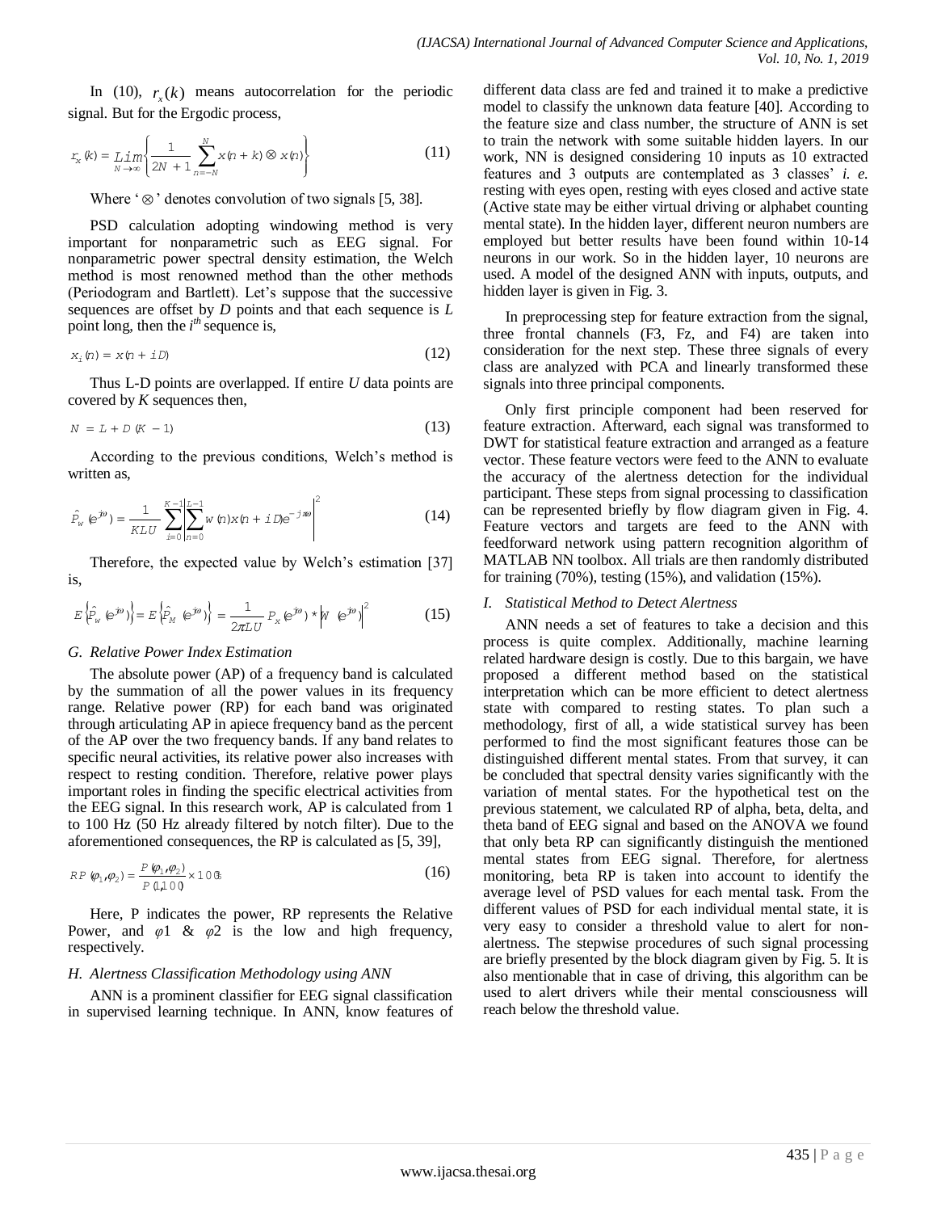In (10), $r_x(k)$ means autocorrelation for the periodic signal. But for the Ergodic process,

$$r_x(k) = \lim_{N \to \infty} \left\{ \frac{1}{2N+1} \sum_{n=-N}^{N} x(n+k) \otimes x(n) \right\} \tag{11}$$

Where '$\otimes$' denotes convolution of two signals [5, 38].

PSD calculation adopting windowing method is very important for nonparametric such as EEG signal. For nonparametric power spectral density estimation, the Welch method is most renowned method than the other methods (Periodogram and Bartlett). Let's suppose that the successive sequences are offset by *D* points and that each sequence is *L* point long, then the $i^{th}$ sequence is,

$$x_i(n) = x(n + iD) \tag{12}$$

Thus L-D points are overlapped. If entire *U* data points are covered by *K* sequences then,

$$N = L + D(K-1) \tag{13}$$

According to the previous conditions, Welch's method is written as,

$$\hat{P}_w(e^{j\omega}) = \frac{1}{KLU} \sum_{i=0}^{K-1} \left| \sum_{n=0}^{L-1} w(n) x(n+iD) e^{-jn\omega} \right|^2 \tag{14}$$

Therefore, the expected value by Welch's estimation [37] is,

$$E\left\{\hat{P}_w(e^{j\omega})\right\} = E\left\{\hat{P}_M(e^{j\omega})\right\} = \frac{1}{2\pi LU} P_x(e^{j\omega}) * \left|W(e^{j\omega})\right|^2 \tag{15}$$

### G. Relative Power Index Estimation

The absolute power (AP) of a frequency band is calculated by the summation of all the power values in its frequency range. Relative power (RP) for each band was originated through articulating AP in apiece frequency band as the percent of the AP over the two frequency bands. If any band relates to specific neural activities, its relative power also increases with respect to resting condition. Therefore, relative power plays important roles in finding the specific electrical activities from the EEG signal. In this research work, AP is calculated from 1 to 100 Hz (50 Hz already filtered by notch filter). Due to the aforementioned consequences, the RP is calculated as [5, 39],

$$RP(\varphi_1, \varphi_2) = \frac{P(\varphi_1, \varphi_2)}{P(1,100)} \times 100\% \tag{16}$$

Here, P indicates the power, RP represents the Relative Power, and $\varphi 1$ & $\varphi 2$ is the low and high frequency, respectively.

### H. Alertness Classification Methodology using ANN

ANN is a prominent classifier for EEG signal classification in supervised learning technique. In ANN, know features of different data class are fed and trained it to make a predictive model to classify the unknown data feature [40]. According to the feature size and class number, the structure of ANN is set to train the network with some suitable hidden layers. In our work, NN is designed considering 10 inputs as 10 extracted features and 3 outputs are contemplated as 3 classes' *i. e.* resting with eyes open, resting with eyes closed and active state (Active state may be either virtual driving or alphabet counting mental state). In the hidden layer, different neuron numbers are employed but better results have been found within 10-14 neurons in our work. So in the hidden layer, 10 neurons are used. A model of the designed ANN with inputs, outputs, and hidden layer is given in Fig. 3.

In preprocessing step for feature extraction from the signal, three frontal channels (F3, Fz, and F4) are taken into consideration for the next step. These three signals of every class are analyzed with PCA and linearly transformed these signals into three principal components.

Only first principle component had been reserved for feature extraction. Afterward, each signal was transformed to DWT for statistical feature extraction and arranged as a feature vector. These feature vectors were feed to the ANN to evaluate the accuracy of the alertness detection for the individual participant. These steps from signal processing to classification can be represented briefly by flow diagram given in Fig. 4. Feature vectors and targets are feed to the ANN with feedforward network using pattern recognition algorithm of MATLAB NN toolbox. All trials are then randomly distributed for training (70%), testing (15%), and validation (15%).

### I. Statistical Method to Detect Alertness

ANN needs a set of features to take a decision and this process is quite complex. Additionally, machine learning related hardware design is costly. Due to this bargain, we have proposed a different method based on the statistical interpretation which can be more efficient to detect alertness state with compared to resting states. To plan such a methodology, first of all, a wide statistical survey has been performed to find the most significant features those can be distinguished different mental states. From that survey, it can be concluded that spectral density varies significantly with the variation of mental states. For the hypothetical test on the previous statement, we calculated RP of alpha, beta, delta, and theta band of EEG signal and based on the ANOVA we found that only beta RP can significantly distinguish the mentioned mental states from EEG signal. Therefore, for alertness monitoring, beta RP is taken into account to identify the average level of PSD values for each mental task. From the different values of PSD for each individual mental state, it is very easy to consider a threshold value to alert for non-alertness. The stepwise procedures of such signal processing are briefly presented by the block diagram given by Fig. 5. It is also mentionable that in case of driving, this algorithm can be used to alert drivers while their mental consciousness will reach below the threshold value.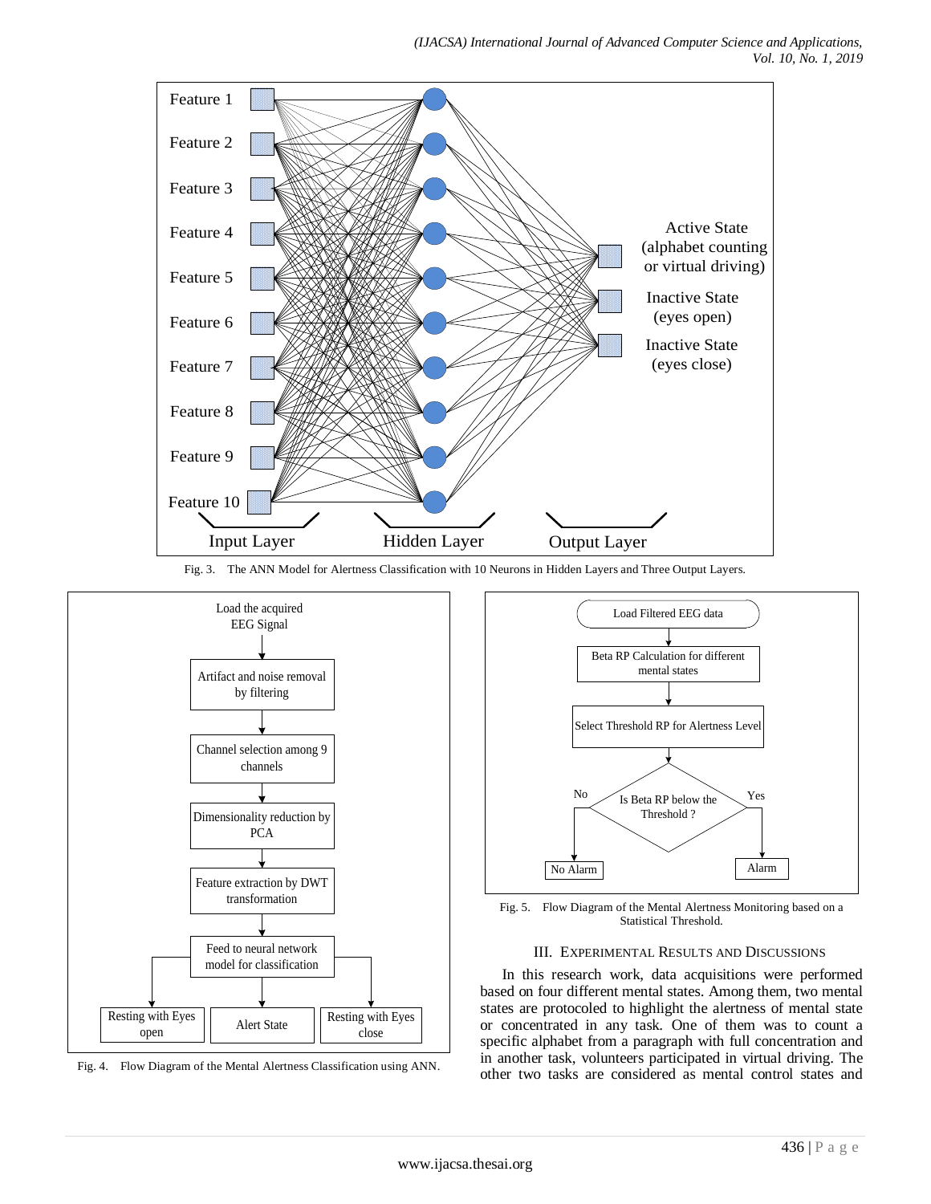Fig. 3. The ANN Model for Alertness Classification with 10 Neurons in Hidden Layers and Three Output Layers.

Fig. 4. Flow Diagram of the Mental Alertness Classification using ANN.

Fig. 5. Flow Diagram of the Mental Alertness Monitoring based on a Statistical Threshold.

## III. Experimental Results and Discussions

In this research work, data acquisitions were performed based on four different mental states. Among them, two mental states are protocoled to highlight the alertness of mental state or concentrated in any task. One of them was to count a specific alphabet from a paragraph with full concentration and in another task, volunteers participated in virtual driving. The other two tasks are considered as mental control states and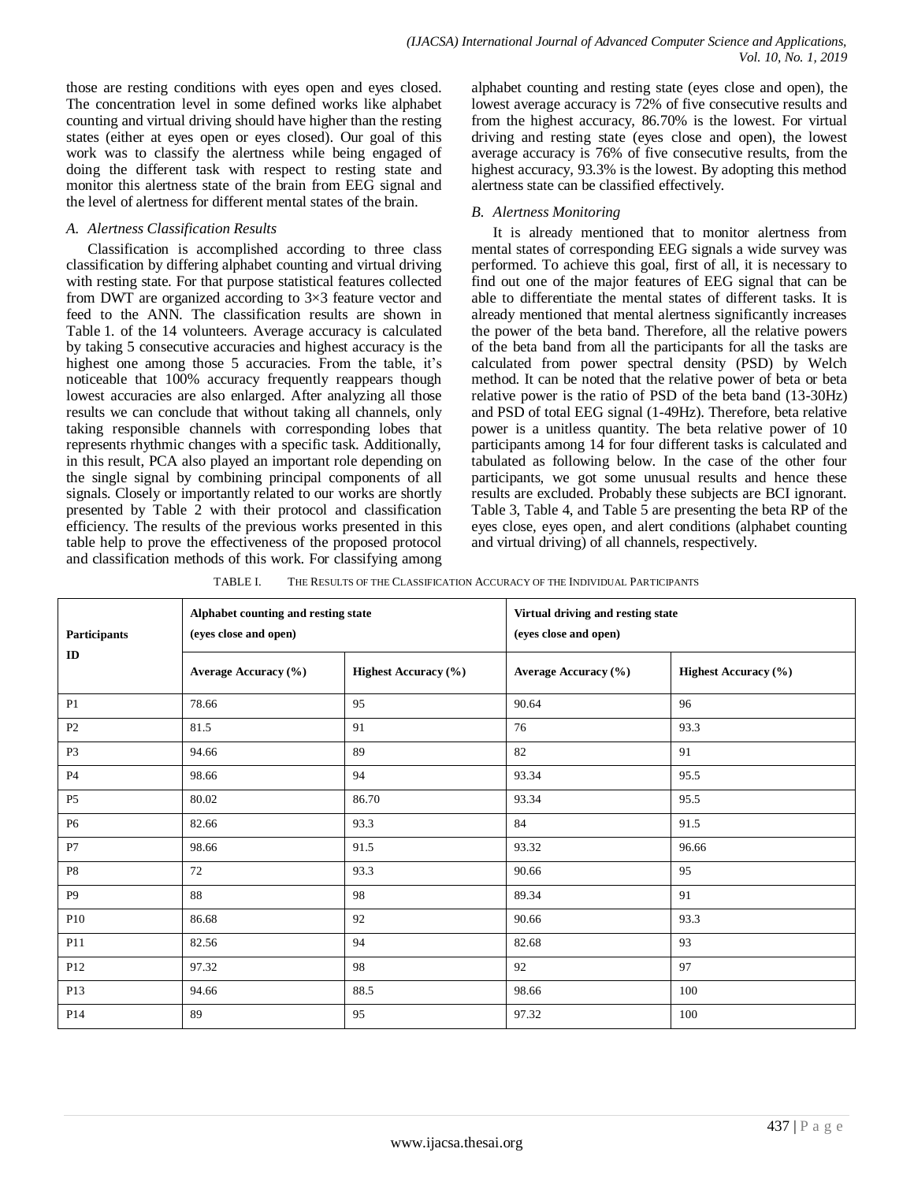those are resting conditions with eyes open and eyes closed. The concentration level in some defined works like alphabet counting and virtual driving should have higher than the resting states (either at eyes open or eyes closed). Our goal of this work was to classify the alertness while being engaged of doing the different task with respect to resting state and monitor this alertness state of the brain from EEG signal and the level of alertness for different mental states of the brain.

### *A. Alertness Classification Results*

Classification is accomplished according to three class classification by differing alphabet counting and virtual driving with resting state. For that purpose statistical features collected from DWT are organized according to 3×3 feature vector and feed to the ANN. The classification results are shown in Table 1. of the 14 volunteers. Average accuracy is calculated by taking 5 consecutive accuracies and highest accuracy is the highest one among those 5 accuracies. From the table, it's noticeable that 100% accuracy frequently reappears though lowest accuracies are also enlarged. After analyzing all those results we can conclude that without taking all channels, only taking responsible channels with corresponding lobes that represents rhythmic changes with a specific task. Additionally, in this result, PCA also played an important role depending on the single signal by combining principal components of all signals. Closely or importantly related to our works are shortly presented by Table 2 with their protocol and classification efficiency. The results of the previous works presented in this table help to prove the effectiveness of the proposed protocol and classification methods of this work. For classifying among alphabet counting and resting state (eyes close and open), the lowest average accuracy is 72% of five consecutive results and from the highest accuracy, 86.70% is the lowest. For virtual driving and resting state (eyes close and open), the lowest average accuracy is 76% of five consecutive results, from the highest accuracy, 93.3% is the lowest. By adopting this method alertness state can be classified effectively.

### *B. Alertness Monitoring*

It is already mentioned that to monitor alertness from mental states of corresponding EEG signals a wide survey was performed. To achieve this goal, first of all, it is necessary to find out one of the major features of EEG signal that can be able to differentiate the mental states of different tasks. It is already mentioned that mental alertness significantly increases the power of the beta band. Therefore, all the relative powers of the beta band from all the participants for all the tasks are calculated from power spectral density (PSD) by Welch method. It can be noted that the relative power of beta or beta relative power is the ratio of PSD of the beta band (13-30Hz) and PSD of total EEG signal (1-49Hz). Therefore, beta relative power is a unitless quantity. The beta relative power of 10 participants among 14 for four different tasks is calculated and tabulated as following below. In the case of the other four participants, we got some unusual results and hence these results are excluded. Probably these subjects are BCI ignorant. Table 3, Table 4, and Table 5 are presenting the beta RP of the eyes close, eyes open, and alert conditions (alphabet counting and virtual driving) of all channels, respectively.

TABLE I. THE RESULTS OF THE CLASSIFICATION ACCURACY OF THE INDIVIDUAL PARTICIPANTS

| Participants ID | Alphabet counting and resting state (eyes close and open) | | Virtual driving and resting state (eyes close and open) | |
|---|---|---|---|---|
| | **Average Accuracy (%)** | **Highest Accuracy (%)** | **Average Accuracy (%)** | **Highest Accuracy (%)** |
| P1 | 78.66 | 95 | 90.64 | 96 |
| P2 | 81.5 | 91 | 76 | 93.3 |
| P3 | 94.66 | 89 | 82 | 91 |
| P4 | 98.66 | 94 | 93.34 | 95.5 |
| P5 | 80.02 | 86.70 | 93.34 | 95.5 |
| P6 | 82.66 | 93.3 | 84 | 91.5 |
| P7 | 98.66 | 91.5 | 93.32 | 96.66 |
| P8 | 72 | 93.3 | 90.66 | 95 |
| P9 | 88 | 98 | 89.34 | 91 |
| P10 | 86.68 | 92 | 90.66 | 93.3 |
| P11 | 82.56 | 94 | 82.68 | 93 |
| P12 | 97.32 | 98 | 92 | 97 |
| P13 | 94.66 | 88.5 | 98.66 | 100 |
| P14 | 89 | 95 | 97.32 | 100 |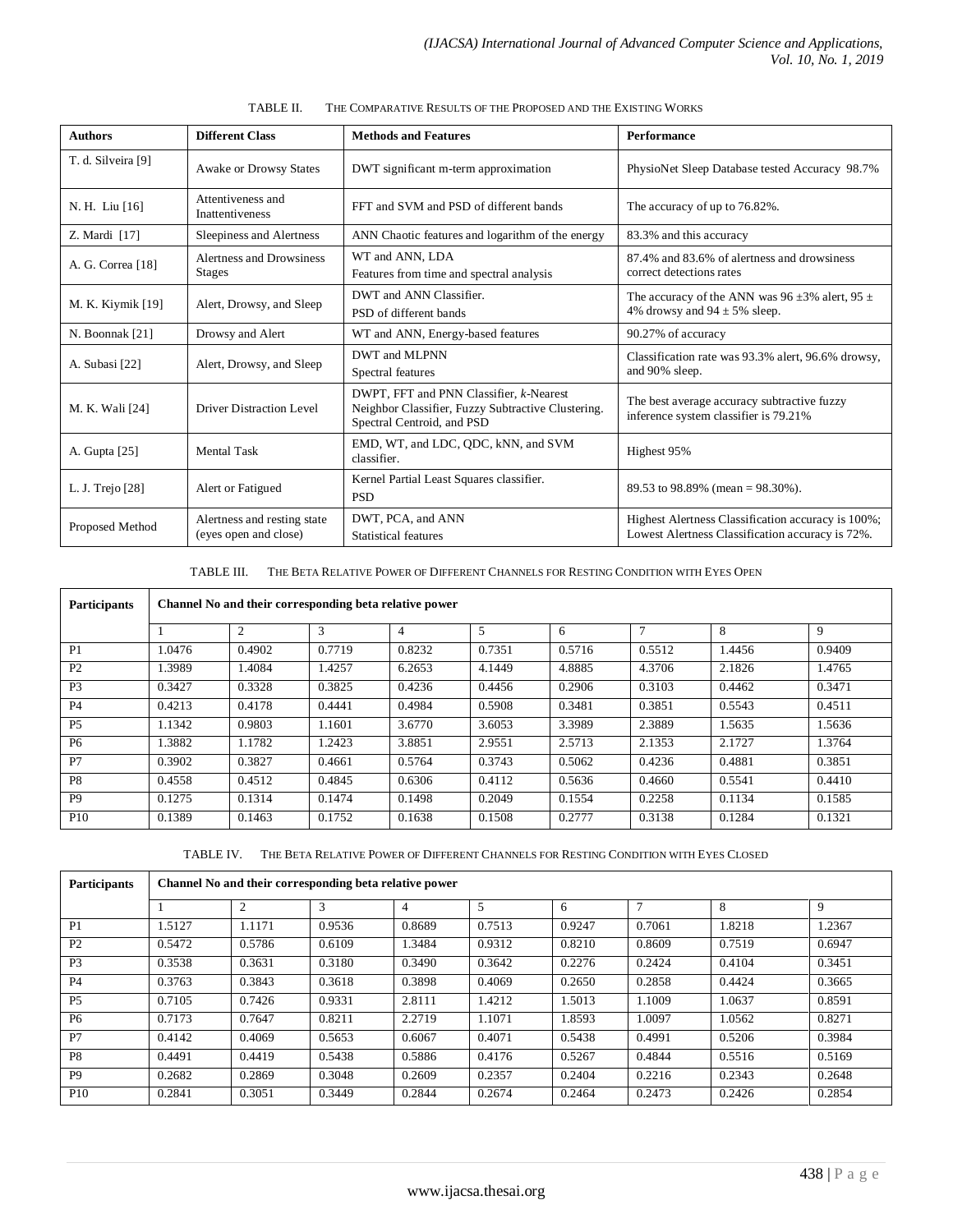TABLE II. THE COMPARATIVE RESULTS OF THE PROPOSED AND THE EXISTING WORKS

| Authors | Different Class | Methods and Features | Performance |
|---|---|---|---|
| T. d. Silveira [9] | Awake or Drowsy States | DWT significant m-term approximation | PhysioNet Sleep Database tested Accuracy 98.7% |
| N. H. Liu [16] | Attentiveness and Inattentiveness | FFT and SVM and PSD of different bands | The accuracy of up to 76.82%. |
| Z. Mardi [17] | Sleepiness and Alertness | ANN Chaotic features and logarithm of the energy | 83.3% and this accuracy |
| A. G. Correa [18] | Alertness and Drowsiness Stages | WT and ANN, LDA<br>Features from time and spectral analysis | 87.4% and 83.6% of alertness and drowsiness correct detections rates |
| M. K. Kiymik [19] | Alert, Drowsy, and Sleep | DWT and ANN Classifier.<br>PSD of different bands | The accuracy of the ANN was 96 ±3% alert, 95 ± 4% drowsy and 94 ± 5% sleep. |
| N. Boonnak [21] | Drowsy and Alert | WT and ANN, Energy-based features | 90.27% of accuracy |
| A. Subasi [22] | Alert, Drowsy, and Sleep | DWT and MLPNN<br>Spectral features | Classification rate was 93.3% alert, 96.6% drowsy, and 90% sleep. |
| M. K. Wali [24] | Driver Distraction Level | DWPT, FFT and PNN Classifier, *k*-Nearest Neighbor Classifier, Fuzzy Subtractive Clustering. Spectral Centroid, and PSD | The best average accuracy subtractive fuzzy inference system classifier is 79.21% |
| A. Gupta [25] | Mental Task | EMD, WT, and LDC, QDC, kNN, and SVM classifier. | Highest 95% |
| L. J. Trejo [28] | Alert or Fatigued | Kernel Partial Least Squares classifier.<br>PSD | 89.53 to 98.89% (mean = 98.30%). |
| Proposed Method | Alertness and resting state (eyes open and close) | DWT, PCA, and ANN<br>Statistical features | Highest Alertness Classification accuracy is 100%; Lowest Alertness Classification accuracy is 72%. |

TABLE III. THE BETA RELATIVE POWER OF DIFFERENT CHANNELS FOR RESTING CONDITION WITH EYES OPEN

| Participants | Channel No and their corresponding beta relative power | | | | | | | | |
|---|---|---|---|---|---|---|---|---|---|
| | 1 | 2 | 3 | 4 | 5 | 6 | 7 | 8 | 9 |
| P1 | 1.0476 | 0.4902 | 0.7719 | 0.8232 | 0.7351 | 0.5716 | 0.5512 | 1.4456 | 0.9409 |
| P2 | 1.3989 | 1.4084 | 1.4257 | 6.2653 | 4.1449 | 4.8885 | 4.3706 | 2.1826 | 1.4765 |
| P3 | 0.3427 | 0.3328 | 0.3825 | 0.4236 | 0.4456 | 0.2906 | 0.3103 | 0.4462 | 0.3471 |
| P4 | 0.4213 | 0.4178 | 0.4441 | 0.4984 | 0.5908 | 0.3481 | 0.3851 | 0.5543 | 0.4511 |
| P5 | 1.1342 | 0.9803 | 1.1601 | 3.6770 | 3.6053 | 3.3989 | 2.3889 | 1.5635 | 1.5636 |
| P6 | 1.3882 | 1.1782 | 1.2423 | 3.8851 | 2.9551 | 2.5713 | 2.1353 | 2.1727 | 1.3764 |
| P7 | 0.3902 | 0.3827 | 0.4661 | 0.5764 | 0.3743 | 0.5062 | 0.4236 | 0.4881 | 0.3851 |
| P8 | 0.4558 | 0.4512 | 0.4845 | 0.6306 | 0.4112 | 0.5636 | 0.4660 | 0.5541 | 0.4410 |
| P9 | 0.1275 | 0.1314 | 0.1474 | 0.1498 | 0.2049 | 0.1554 | 0.2258 | 0.1134 | 0.1585 |
| P10 | 0.1389 | 0.1463 | 0.1752 | 0.1638 | 0.1508 | 0.2777 | 0.3138 | 0.1284 | 0.1321 |

TABLE IV. THE BETA RELATIVE POWER OF DIFFERENT CHANNELS FOR RESTING CONDITION WITH EYES CLOSED

| Participants | Channel No and their corresponding beta relative power | | | | | | | | |
|---|---|---|---|---|---|---|---|---|---|
| | 1 | 2 | 3 | 4 | 5 | 6 | 7 | 8 | 9 |
| P1 | 1.5127 | 1.1171 | 0.9536 | 0.8689 | 0.7513 | 0.9247 | 0.7061 | 1.8218 | 1.2367 |
| P2 | 0.5472 | 0.5786 | 0.6109 | 1.3484 | 0.9312 | 0.8210 | 0.8609 | 0.7519 | 0.6947 |
| P3 | 0.3538 | 0.3631 | 0.3180 | 0.3490 | 0.3642 | 0.2276 | 0.2424 | 0.4104 | 0.3451 |
| P4 | 0.3763 | 0.3843 | 0.3618 | 0.3898 | 0.4069 | 0.2650 | 0.2858 | 0.4424 | 0.3665 |
| P5 | 0.7105 | 0.7426 | 0.9331 | 2.8111 | 1.4212 | 1.5013 | 1.1009 | 1.0637 | 0.8591 |
| P6 | 0.7173 | 0.7647 | 0.8211 | 2.2719 | 1.1071 | 1.8593 | 1.0097 | 1.0562 | 0.8271 |
| P7 | 0.4142 | 0.4069 | 0.5653 | 0.6067 | 0.4071 | 0.5438 | 0.4991 | 0.5206 | 0.3984 |
| P8 | 0.4491 | 0.4419 | 0.5438 | 0.5886 | 0.4176 | 0.5267 | 0.4844 | 0.5516 | 0.5169 |
| P9 | 0.2682 | 0.2869 | 0.3048 | 0.2609 | 0.2357 | 0.2404 | 0.2216 | 0.2343 | 0.2648 |
| P10 | 0.2841 | 0.3051 | 0.3449 | 0.2844 | 0.2674 | 0.2464 | 0.2473 | 0.2426 | 0.2854 |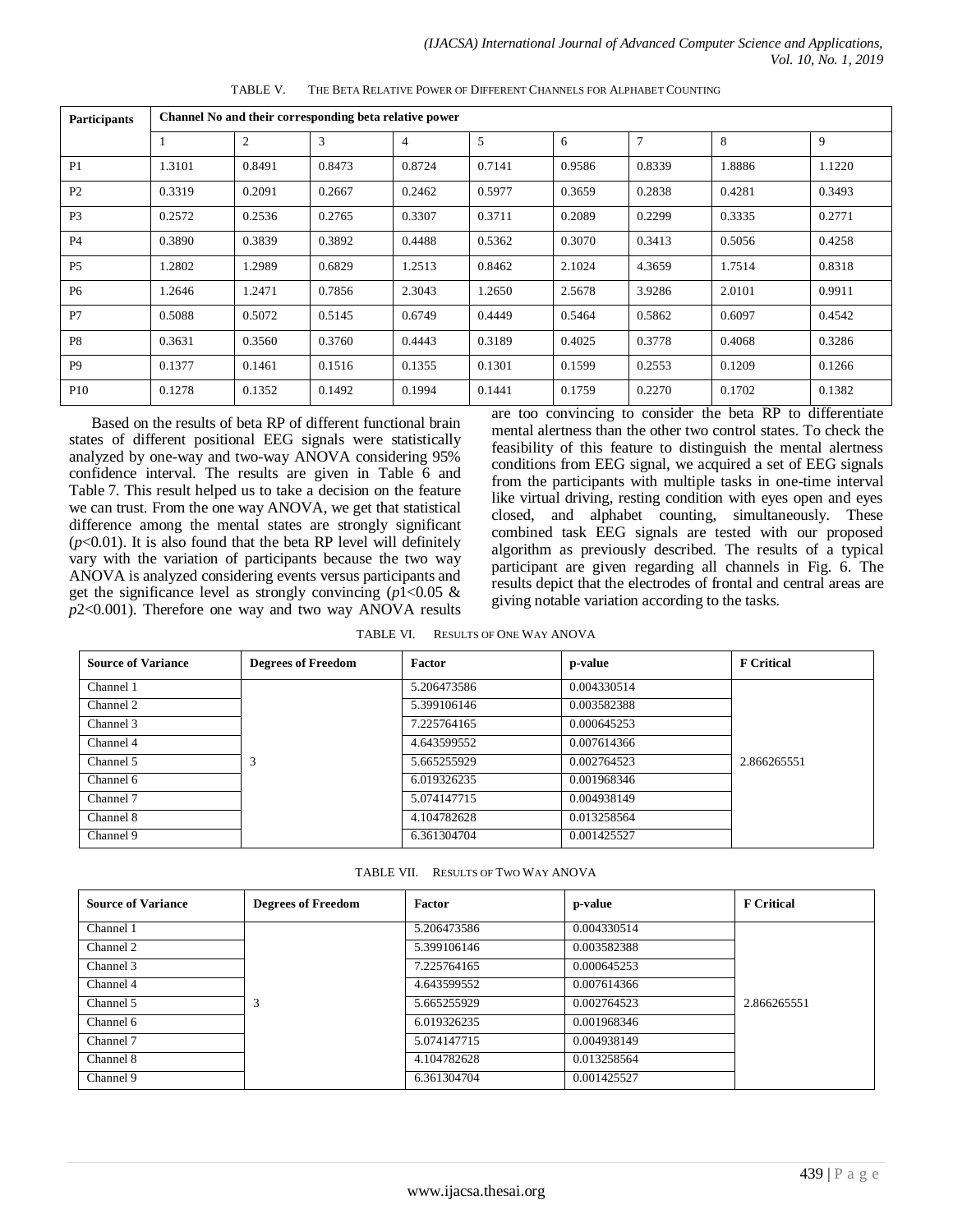TABLE V. THE BETA RELATIVE POWER OF DIFFERENT CHANNELS FOR ALPHABET COUNTING

| Participants | Channel No and their corresponding beta relative power | | | | | | | | |
|---|---|---|---|---|---|---|---|---|---|
| | 1 | 2 | 3 | 4 | 5 | 6 | 7 | 8 | 9 |
| P1 | 1.3101 | 0.8491 | 0.8473 | 0.8724 | 0.7141 | 0.9586 | 0.8339 | 1.8886 | 1.1220 |
| P2 | 0.3319 | 0.2091 | 0.2667 | 0.2462 | 0.5977 | 0.3659 | 0.2838 | 0.4281 | 0.3493 |
| P3 | 0.2572 | 0.2536 | 0.2765 | 0.3307 | 0.3711 | 0.2089 | 0.2299 | 0.3335 | 0.2771 |
| P4 | 0.3890 | 0.3839 | 0.3892 | 0.4488 | 0.5362 | 0.3070 | 0.3413 | 0.5056 | 0.4258 |
| P5 | 1.2802 | 1.2989 | 0.6829 | 1.2513 | 0.8462 | 2.1024 | 4.3659 | 1.7514 | 0.8318 |
| P6 | 1.2646 | 1.2471 | 0.7856 | 2.3043 | 1.2650 | 2.5678 | 3.9286 | 2.0101 | 0.9911 |
| P7 | 0.5088 | 0.5072 | 0.5145 | 0.6749 | 0.4449 | 0.5464 | 0.5862 | 0.6097 | 0.4542 |
| P8 | 0.3631 | 0.3560 | 0.3760 | 0.4443 | 0.3189 | 0.4025 | 0.3778 | 0.4068 | 0.3286 |
| P9 | 0.1377 | 0.1461 | 0.1516 | 0.1355 | 0.1301 | 0.1599 | 0.2553 | 0.1209 | 0.1266 |
| P10 | 0.1278 | 0.1352 | 0.1492 | 0.1994 | 0.1441 | 0.1759 | 0.2270 | 0.1702 | 0.1382 |

Based on the results of beta RP of different functional brain states of different positional EEG signals were statistically analyzed by one-way and two-way ANOVA considering 95% confidence interval. The results are given in Table 6 and Table 7. This result helped us to take a decision on the feature we can trust. From the one way ANOVA, we get that statistical difference among the mental states are strongly significant ($p$<0.01). It is also found that the beta RP level will definitely vary with the variation of participants because the two way ANOVA is analyzed considering events versus participants and get the significance level as strongly convincing ($p1$<0.05 & $p2$<0.001). Therefore one way and two way ANOVA results are too convincing to consider the beta RP to differentiate mental alertness than the other two control states. To check the feasibility of this feature to distinguish the mental alertness conditions from EEG signal, we acquired a set of EEG signals from the participants with multiple tasks in one-time interval like virtual driving, resting condition with eyes open and eyes closed, and alphabet counting, simultaneously. These combined task EEG signals are tested with our proposed algorithm as previously described. The results of a typical participant are given regarding all channels in Fig. 6. The results depict that the electrodes of frontal and central areas are giving notable variation according to the tasks.

TABLE VI. RESULTS OF ONE WAY ANOVA

| Source of Variance | Degrees of Freedom | Factor | p-value | F Critical |
|---|---|---|---|---|
| Channel 1 | 3 | 5.206473586 | 0.004330514 | 2.866265551 |
| Channel 2 | | 5.399106146 | 0.003582388 | |
| Channel 3 | | 7.225764165 | 0.000645253 | |
| Channel 4 | | 4.643599552 | 0.007614366 | |
| Channel 5 | | 5.665255929 | 0.002764523 | |
| Channel 6 | | 6.019326235 | 0.001968346 | |
| Channel 7 | | 5.074147715 | 0.004938149 | |
| Channel 8 | | 4.104782628 | 0.013258564 | |
| Channel 9 | | 6.361304704 | 0.001425527 | |

TABLE VII. RESULTS OF TWO WAY ANOVA

| Source of Variance | Degrees of Freedom | Factor | p-value | F Critical |
|---|---|---|---|---|
| Channel 1 | 3 | 5.206473586 | 0.004330514 | 2.866265551 |
| Channel 2 | | 5.399106146 | 0.003582388 | |
| Channel 3 | | 7.225764165 | 0.000645253 | |
| Channel 4 | | 4.643599552 | 0.007614366 | |
| Channel 5 | | 5.665255929 | 0.002764523 | |
| Channel 6 | | 6.019326235 | 0.001968346 | |
| Channel 7 | | 5.074147715 | 0.004938149 | |
| Channel 8 | | 4.104782628 | 0.013258564 | |
| Channel 9 | | 6.361304704 | 0.001425527 | |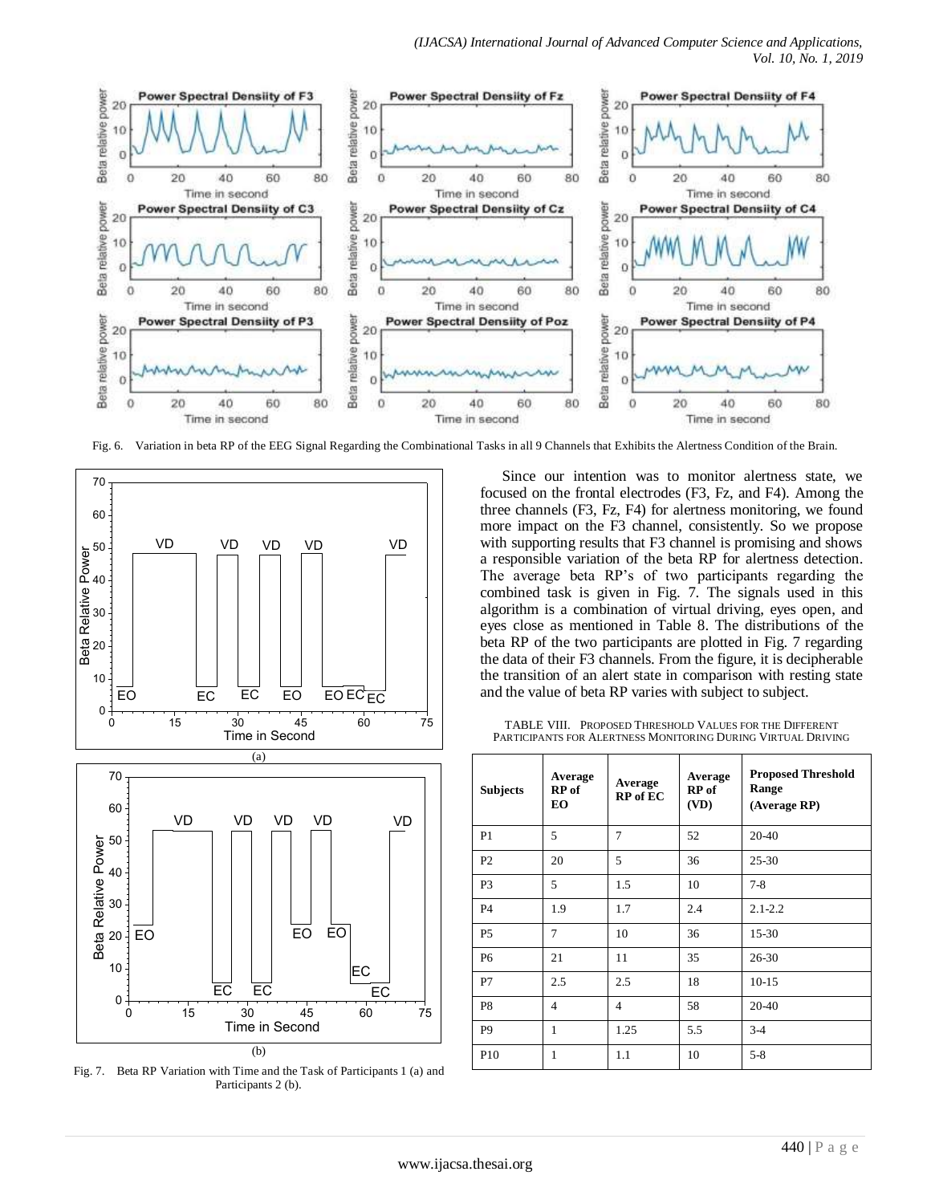Fig. 6. Variation in beta RP of the EEG Signal Regarding the Combinational Tasks in all 9 Channels that Exhibits the Alertness Condition of the Brain.

Fig. 7. Beta RP Variation with Time and the Task of Participants 1 (a) and Participants 2 (b).

Since our intention was to monitor alertness state, we focused on the frontal electrodes (F3, Fz, and F4). Among the three channels (F3, Fz, F4) for alertness monitoring, we found more impact on the F3 channel, consistently. So we propose with supporting results that F3 channel is promising and shows a responsible variation of the beta RP for alertness detection. The average beta RP's of two participants regarding the combined task is given in Fig. 7. The signals used in this algorithm is a combination of virtual driving, eyes open, and eyes close as mentioned in Table 8. The distributions of the beta RP of the two participants are plotted in Fig. 7 regarding the data of their F3 channels. From the figure, it is decipherable the transition of an alert state in comparison with resting state and the value of beta RP varies with subject to subject.

TABLE VIII. PROPOSED THRESHOLD VALUES FOR THE DIFFERENT PARTICIPANTS FOR ALERTNESS MONITORING DURING VIRTUAL DRIVING

| Subjects | Average RP of EO | Average RP of EC | Average RP of (VD) | Proposed Threshold Range (Average RP) |
|---|---|---|---|---|
| P1 | 5 | 7 | 52 | 20-40 |
| P2 | 20 | 5 | 36 | 25-30 |
| P3 | 5 | 1.5 | 10 | 7-8 |
| P4 | 1.9 | 1.7 | 2.4 | 2.1-2.2 |
| P5 | 7 | 10 | 36 | 15-30 |
| P6 | 21 | 11 | 35 | 26-30 |
| P7 | 2.5 | 2.5 | 18 | 10-15 |
| P8 | 4 | 4 | 58 | 20-40 |
| P9 | 1 | 1.25 | 5.5 | 3-4 |
| P10 | 1 | 1.1 | 10 | 5-8 |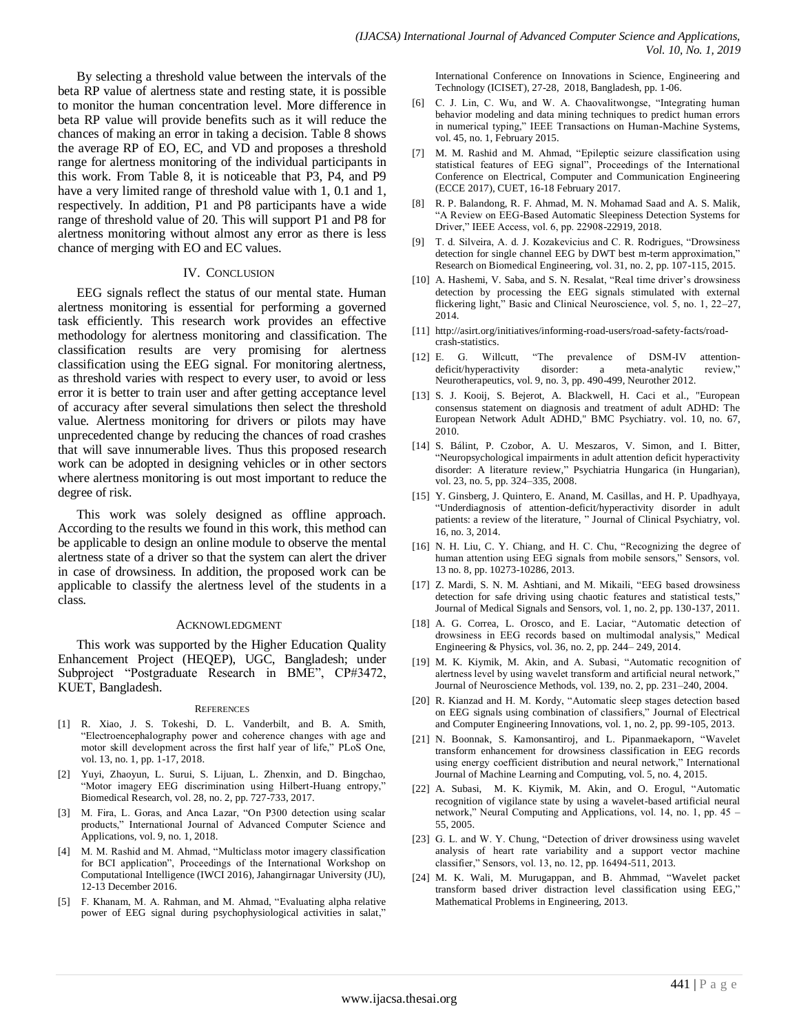By selecting a threshold value between the intervals of the beta RP value of alertness state and resting state, it is possible to monitor the human concentration level. More difference in beta RP value will provide benefits such as it will reduce the chances of making an error in taking a decision. Table 8 shows the average RP of EO, EC, and VD and proposes a threshold range for alertness monitoring of the individual participants in this work. From Table 8, it is noticeable that P3, P4, and P9 have a very limited range of threshold value with 1, 0.1 and 1, respectively. In addition, P1 and P8 participants have a wide range of threshold value of 20. This will support P1 and P8 for alertness monitoring without almost any error as there is less chance of merging with EO and EC values.

## IV. Conclusion

EEG signals reflect the status of our mental state. Human alertness monitoring is essential for performing a governed task efficiently. This research work provides an effective methodology for alertness monitoring and classification. The classification results are very promising for alertness classification using the EEG signal. For monitoring alertness, as threshold varies with respect to every user, to avoid or less error it is better to train user and after getting acceptance level of accuracy after several simulations then select the threshold value. Alertness monitoring for drivers or pilots may have unprecedented change by reducing the chances of road crashes that will save innumerable lives. Thus this proposed research work can be adopted in designing vehicles or in other sectors where alertness monitoring is out most important to reduce the degree of risk.

This work was solely designed as offline approach. According to the results we found in this work, this method can be applicable to design an online module to observe the mental alertness state of a driver so that the system can alert the driver in case of drowsiness. In addition, the proposed work can be applicable to classify the alertness level of the students in a class.

## Acknowledgment

This work was supported by the Higher Education Quality Enhancement Project (HEQEP), UGC, Bangladesh; under Subproject "Postgraduate Research in BME", CP#3472, KUET, Bangladesh.

## References

[1] R. Xiao, J. S. Tokeshi, D. L. Vanderbilt, and B. A. Smith, "Electroencephalography power and coherence changes with age and motor skill development across the first half year of life," PLoS One, vol. 13, no. 1, pp. 1-17, 2018.

[2] Yuyi, Zhaoyun, L. Surui, S. Lijuan, L. Zhenxin, and D. Bingchao, "Motor imagery EEG discrimination using Hilbert-Huang entropy," Biomedical Research, vol. 28, no. 2, pp. 727-733, 2017.

[3] M. Fira, L. Goras, and Anca Lazar, "On P300 detection using scalar products," International Journal of Advanced Computer Science and Applications, vol. 9, no. 1, 2018.

[4] M. M. Rashid and M. Ahmad, "Multiclass motor imagery classification for BCI application", Proceedings of the International Workshop on Computational Intelligence (IWCI 2016), Jahangirnagar University (JU), 12-13 December 2016.

[5] F. Khanam, M. A. Rahman, and M. Ahmad, "Evaluating alpha relative power of EEG signal during psychophysiological activities in salat," International Conference on Innovations in Science, Engineering and Technology (ICISET), 27-28, 2018, Bangladesh, pp. 1-06.

[6] C. J. Lin, C. Wu, and W. A. Chaovalitwongse, "Integrating human behavior modeling and data mining techniques to predict human errors in numerical typing," IEEE Transactions on Human-Machine Systems, vol. 45, no. 1, February 2015.

[7] M. M. Rashid and M. Ahmad, "Epileptic seizure classification using statistical features of EEG signal", Proceedings of the International Conference on Electrical, Computer and Communication Engineering (ECCE 2017), CUET, 16-18 February 2017.

[8] R. P. Balandong, R. F. Ahmad, M. N. Mohamad Saad and A. S. Malik, "A Review on EEG-Based Automatic Sleepiness Detection Systems for Driver," IEEE Access, vol. 6, pp. 22908-22919, 2018.

[9] T. d. Silveira, A. d. J. Kozakevicius and C. R. Rodrigues, "Drowsiness detection for single channel EEG by DWT best m-term approximation," Research on Biomedical Engineering, vol. 31, no. 2, pp. 107-115, 2015.

[10] A. Hashemi, V. Saba, and S. N. Resalat, "Real time driver's drowsiness detection by processing the EEG signals stimulated with external flickering light," Basic and Clinical Neuroscience, vol. 5, no. 1, 22–27, 2014.

[11] http://asirt.org/initiatives/informing-road-users/road-safety-facts/road-crash-statistics.

[12] E. G. Willcutt, "The prevalence of DSM-IV attention-deficit/hyperactivity disorder: a meta-analytic review," Neurotherapeutics, vol. 9, no. 3, pp. 490-499, Neurother 2012.

[13] S. J. Kooij, S. Bejerot, A. Blackwell, H. Caci et al., "European consensus statement on diagnosis and treatment of adult ADHD: The European Network Adult ADHD," BMC Psychiatry. vol. 10, no. 67, 2010.

[14] S. Bálint, P. Czobor, A. U. Meszaros, V. Simon, and I. Bitter, "Neuropsychological impairments in adult attention deficit hyperactivity disorder: A literature review," Psychiatria Hungarica (in Hungarian), vol. 23, no. 5, pp. 324–335, 2008.

[15] Y. Ginsberg, J. Quintero, E. Anand, M. Casillas, and H. P. Upadhyaya, "Underdiagnosis of attention-deficit/hyperactivity disorder in adult patients: a review of the literature, " Journal of Clinical Psychiatry, vol. 16, no. 3, 2014.

[16] N. H. Liu, C. Y. Chiang, and H. C. Chu, "Recognizing the degree of human attention using EEG signals from mobile sensors," Sensors, vol. 13 no. 8, pp. 10273-10286, 2013.

[17] Z. Mardi, S. N. M. Ashtiani, and M. Mikaili, "EEG based drowsiness detection for safe driving using chaotic features and statistical tests," Journal of Medical Signals and Sensors, vol. 1, no. 2, pp. 130-137, 2011.

[18] A. G. Correa, L. Orosco, and E. Laciar, "Automatic detection of drowsiness in EEG records based on multimodal analysis," Medical Engineering & Physics, vol. 36, no. 2, pp. 244– 249, 2014.

[19] M. K. Kiymik, M. Akin, and A. Subasi, "Automatic recognition of alertness level by using wavelet transform and artificial neural network," Journal of Neuroscience Methods, vol. 139, no. 2, pp. 231–240, 2004.

[20] R. Kianzad and H. M. Kordy, "Automatic sleep stages detection based on EEG signals using combination of classifiers," Journal of Electrical and Computer Engineering Innovations, vol. 1, no. 2, pp. 99-105, 2013.

[21] N. Boonnak, S. Kamonsantiroj, and L. Pipanmaekaporn, "Wavelet transform enhancement for drowsiness classification in EEG records using energy coefficient distribution and neural network," International Journal of Machine Learning and Computing, vol. 5, no. 4, 2015.

[22] A. Subasi, M. K. Kiymik, M. Akin, and O. Erogul, "Automatic recognition of vigilance state by using a wavelet-based artificial neural network," Neural Computing and Applications, vol. 14, no. 1, pp. 45 – 55, 2005.

[23] G. L. and W. Y. Chung, "Detection of driver drowsiness using wavelet analysis of heart rate variability and a support vector machine classifier," Sensors, vol. 13, no. 12, pp. 16494-511, 2013.

[24] M. K. Wali, M. Murugappan, and B. Ahmmad, "Wavelet packet transform based driver distraction level classification using EEG," Mathematical Problems in Engineering, 2013.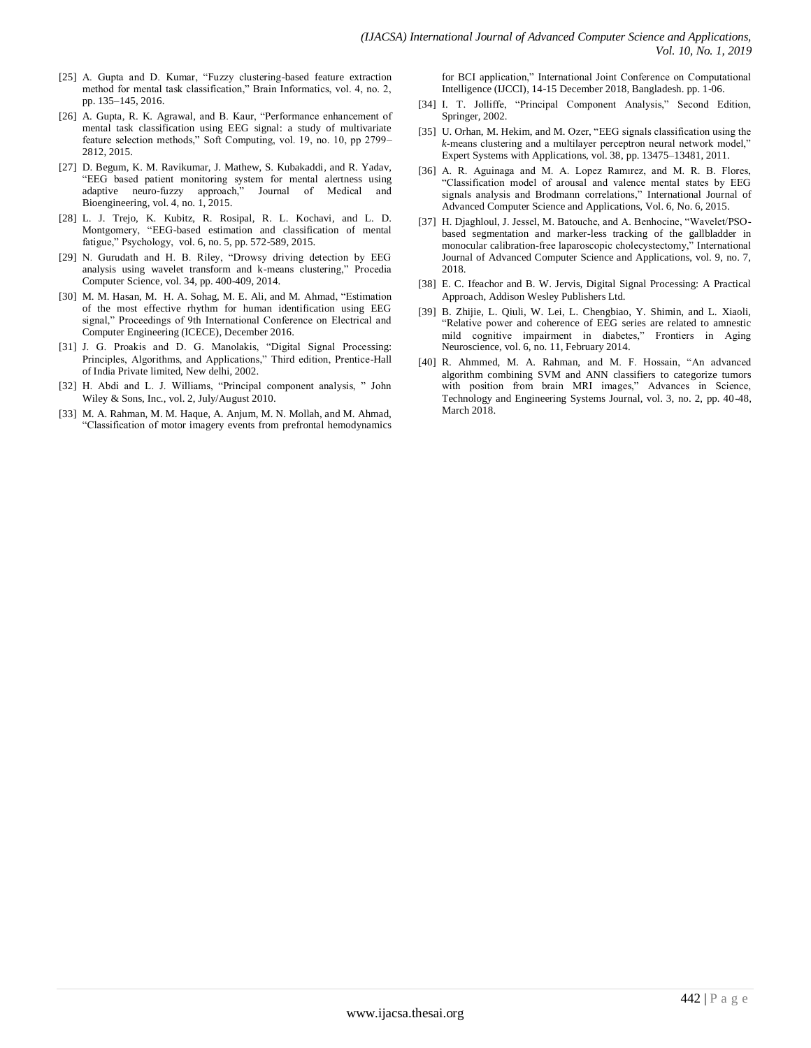[25] A. Gupta and D. Kumar, “Fuzzy clustering-based feature extraction method for mental task classification,” Brain Informatics, vol. 4, no. 2, pp. 135–145, 2016.

[26] A. Gupta, R. K. Agrawal, and B. Kaur, “Performance enhancement of mental task classification using EEG signal: a study of multivariate feature selection methods,” Soft Computing, vol. 19, no. 10, pp 2799–2812, 2015.

[27] D. Begum, K. M. Ravikumar, J. Mathew, S. Kubakaddi, and R. Yadav, “EEG based patient monitoring system for mental alertness using adaptive neuro-fuzzy approach,” Journal of Medical and Bioengineering, vol. 4, no. 1, 2015.

[28] L. J. Trejo, K. Kubitz, R. Rosipal, R. L. Kochavi, and L. D. Montgomery, “EEG-based estimation and classification of mental fatigue,” Psychology, vol. 6, no. 5, pp. 572-589, 2015.

[29] N. Gurudath and H. B. Riley, “Drowsy driving detection by EEG analysis using wavelet transform and k-means clustering,” Procedia Computer Science, vol. 34, pp. 400-409, 2014.

[30] M. M. Hasan, M. H. A. Sohag, M. E. Ali, and M. Ahmad, “Estimation of the most effective rhythm for human identification using EEG signal,” Proceedings of 9th International Conference on Electrical and Computer Engineering (ICECE), December 2016.

[31] J. G. Proakis and D. G. Manolakis, “Digital Signal Processing: Principles, Algorithms, and Applications,” Third edition, Prentice-Hall of India Private limited, New delhi, 2002.

[32] H. Abdi and L. J. Williams, “Principal component analysis, ” John Wiley & Sons, Inc., vol. 2, July/August 2010.

[33] M. A. Rahman, M. M. Haque, A. Anjum, M. N. Mollah, and M. Ahmad, “Classification of motor imagery events from prefrontal hemodynamics for BCI application,” International Joint Conference on Computational Intelligence (IJCCI), 14-15 December 2018, Bangladesh. pp. 1-06.

[34] I. T. Jolliffe, “Principal Component Analysis,” Second Edition, Springer, 2002.

[35] U. Orhan, M. Hekim, and M. Ozer, “EEG signals classification using the *k*-means clustering and a multilayer perceptron neural network model,” Expert Systems with Applications, vol. 38, pp. 13475–13481, 2011.

[36] A. R. Aguinaga and M. A. Lopez Ramırez, and M. R. B. Flores, “Classification model of arousal and valence mental states by EEG signals analysis and Brodmann correlations,” International Journal of Advanced Computer Science and Applications, Vol. 6, No. 6, 2015.

[37] H. Djaghloul, J. Jessel, M. Batouche, and A. Benhocine, “Wavelet/PSO-based segmentation and marker-less tracking of the gallbladder in monocular calibration-free laparoscopic cholecystectomy,” International Journal of Advanced Computer Science and Applications, vol. 9, no. 7, 2018.

[38] E. C. Ifeachor and B. W. Jervis, Digital Signal Processing: A Practical Approach, Addison Wesley Publishers Ltd.

[39] B. Zhijie, L. Qiuli, W. Lei, L. Chengbiao, Y. Shimin, and L. Xiaoli, “Relative power and coherence of EEG series are related to amnestic mild cognitive impairment in diabetes,” Frontiers in Aging Neuroscience, vol. 6, no. 11, February 2014.

[40] R. Ahmmed, M. A. Rahman, and M. F. Hossain, “An advanced algorithm combining SVM and ANN classifiers to categorize tumors with position from brain MRI images,” Advances in Science, Technology and Engineering Systems Journal, vol. 3, no. 2, pp. 40-48, March 2018.